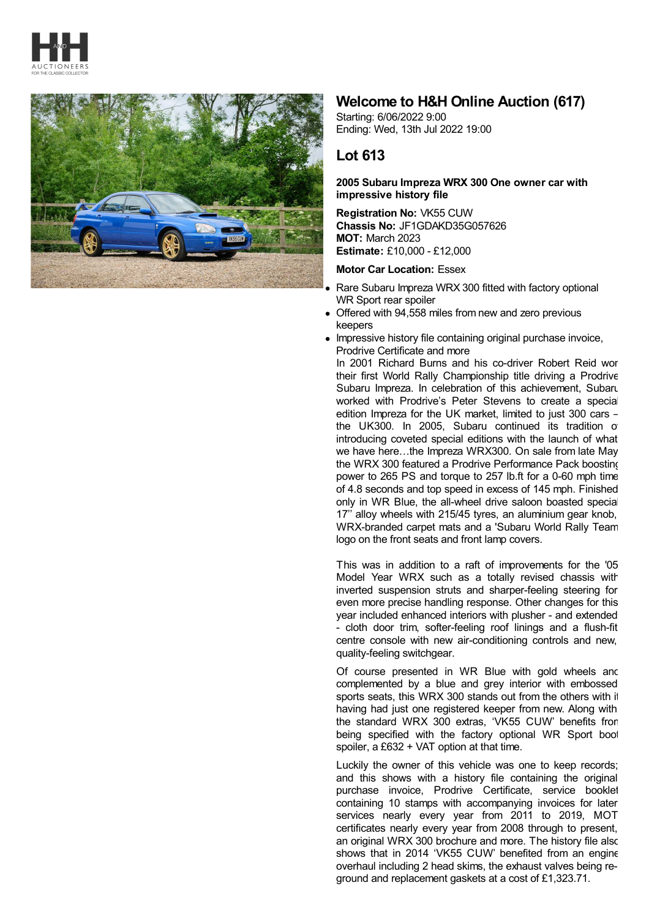# Welcome to H&H Online Auction (617)

Starting: 6/06/2022 9:00
Ending: Wed, 13th Jul 2022 19:00

## Lot 613

**2005 Subaru Impreza WRX 300 One owner car with impressive history file**

**Registration No:** VK55 CUW
**Chassis No:** JF1GDAKD35G057626
**MOT:** March 2023
**Estimate:** £10,000 - £12,000

**Motor Car Location:** Essex

- Rare Subaru Impreza WRX 300 fitted with factory optional WR Sport rear spoiler
- Offered with 94,558 miles from new and zero previous keepers
- Impressive history file containing original purchase invoice, Prodrive Certificate and more

In 2001 Richard Burns and his co-driver Robert Reid won their first World Rally Championship title driving a Prodrive Subaru Impreza. In celebration of this achievement, Subaru worked with Prodrive's Peter Stevens to create a special edition Impreza for the UK market, limited to just 300 cars – the UK300. In 2005, Subaru continued its tradition of introducing coveted special editions with the launch of what we have here…the Impreza WRX300. On sale from late May the WRX 300 featured a Prodrive Performance Pack boosting power to 265 PS and torque to 257 lb.ft for a 0-60 mph time of 4.8 seconds and top speed in excess of 145 mph. Finished only in WR Blue, the all-wheel drive saloon boasted special 17'' alloy wheels with 215/45 tyres, an aluminium gear knob, WRX-branded carpet mats and a 'Subaru World Rally Team' logo on the front seats and front lamp covers.

This was in addition to a raft of improvements for the '05 Model Year WRX such as a totally revised chassis with inverted suspension struts and sharper-feeling steering for even more precise handling response. Other changes for this year included enhanced interiors with plusher - and extended - cloth door trim, softer-feeling roof linings and a flush-fit centre console with new air-conditioning controls and new, quality-feeling switchgear.

Of course presented in WR Blue with gold wheels and complemented by a blue and grey interior with embossed sports seats, this WRX 300 stands out from the others with it having had just one registered keeper from new. Along with the standard WRX 300 extras, 'VK55 CUW' benefits from being specified with the factory optional WR Sport boot spoiler, a £632 + VAT option at that time.

Luckily the owner of this vehicle was one to keep records; and this shows with a history file containing the original purchase invoice, Prodrive Certificate, service booklet containing 10 stamps with accompanying invoices for later services nearly every year from 2011 to 2019, MOT certificates nearly every year from 2008 through to present, an original WRX 300 brochure and more. The history file also shows that in 2014 'VK55 CUW' benefited from an engine overhaul including 2 head skims, the exhaust valves being re-ground and replacement gaskets at a cost of £1,323.71.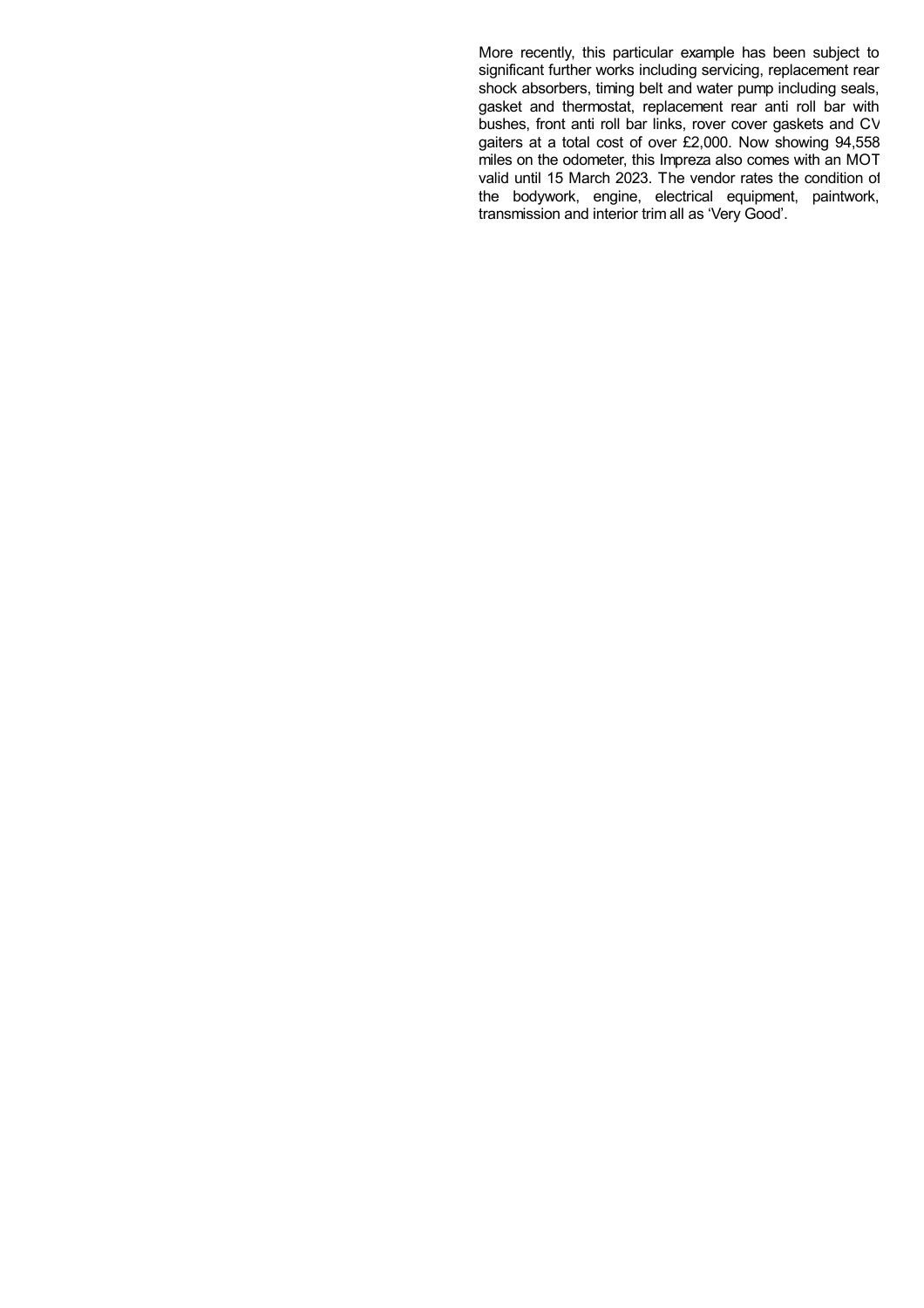More recently, this particular example has been subject to significant further works including servicing, replacement rear shock absorbers, timing belt and water pump including seals, gasket and thermostat, replacement rear anti roll bar with bushes, front anti roll bar links, rover cover gaskets and CV gaiters at a total cost of over £2,000. Now showing 94,558 miles on the odometer, this Impreza also comes with an MOT valid until 15 March 2023. The vendor rates the condition of the bodywork, engine, electrical equipment, paintwork, transmission and interior trim all as 'Very Good'.